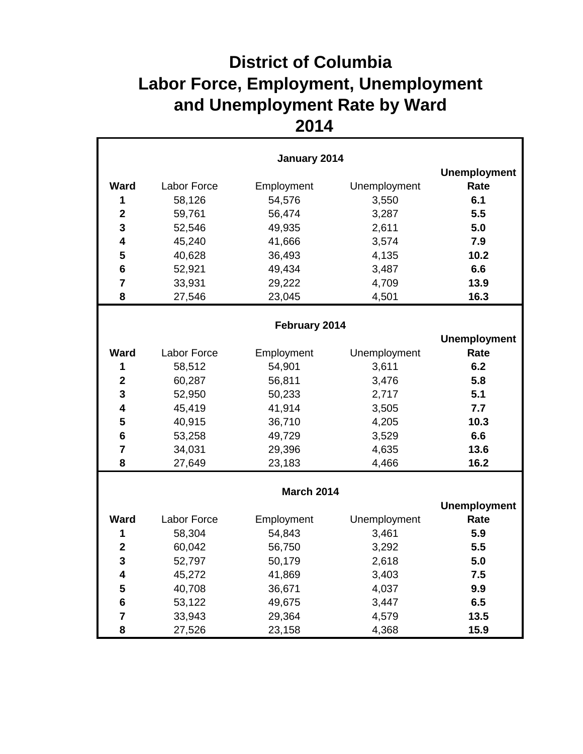# District of Columbia
# Labor Force, Employment, Unemployment and Unemployment Rate by Ward
# 2014

**January 2014**

| Ward | Labor Force | Employment | Unemployment | Unemployment Rate |
|---|---|---|---|---|
| **1** | 58,126 | 54,576 | 3,550 | **6.1** |
| **2** | 59,761 | 56,474 | 3,287 | **5.5** |
| **3** | 52,546 | 49,935 | 2,611 | **5.0** |
| **4** | 45,240 | 41,666 | 3,574 | **7.9** |
| **5** | 40,628 | 36,493 | 4,135 | **10.2** |
| **6** | 52,921 | 49,434 | 3,487 | **6.6** |
| **7** | 33,931 | 29,222 | 4,709 | **13.9** |
| **8** | 27,546 | 23,045 | 4,501 | **16.3** |

**February 2014**

| Ward | Labor Force | Employment | Unemployment | Unemployment Rate |
|---|---|---|---|---|
| **1** | 58,512 | 54,901 | 3,611 | **6.2** |
| **2** | 60,287 | 56,811 | 3,476 | **5.8** |
| **3** | 52,950 | 50,233 | 2,717 | **5.1** |
| **4** | 45,419 | 41,914 | 3,505 | **7.7** |
| **5** | 40,915 | 36,710 | 4,205 | **10.3** |
| **6** | 53,258 | 49,729 | 3,529 | **6.6** |
| **7** | 34,031 | 29,396 | 4,635 | **13.6** |
| **8** | 27,649 | 23,183 | 4,466 | **16.2** |

**March 2014**

| Ward | Labor Force | Employment | Unemployment | Unemployment Rate |
|---|---|---|---|---|
| **1** | 58,304 | 54,843 | 3,461 | **5.9** |
| **2** | 60,042 | 56,750 | 3,292 | **5.5** |
| **3** | 52,797 | 50,179 | 2,618 | **5.0** |
| **4** | 45,272 | 41,869 | 3,403 | **7.5** |
| **5** | 40,708 | 36,671 | 4,037 | **9.9** |
| **6** | 53,122 | 49,675 | 3,447 | **6.5** |
| **7** | 33,943 | 29,364 | 4,579 | **13.5** |
| **8** | 27,526 | 23,158 | 4,368 | **15.9** |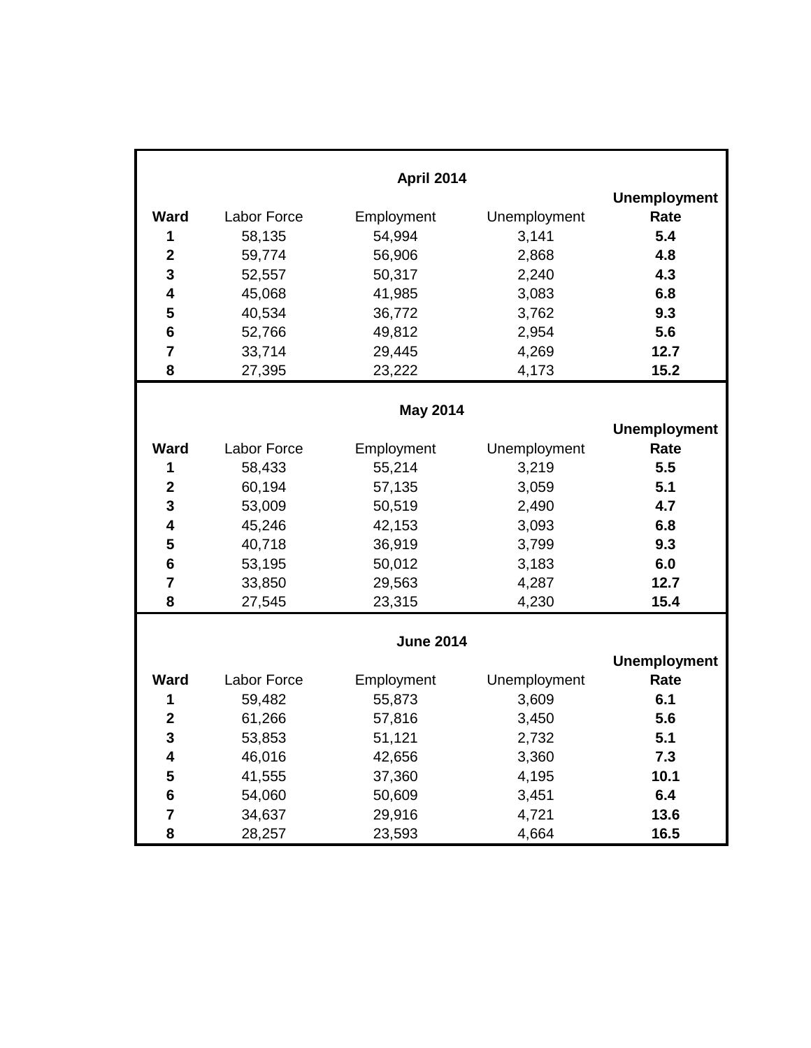**April 2014**

| Ward | Labor Force | Employment | Unemployment | Unemployment Rate |
|---|---|---|---|---|
| **1** | 58,135 | 54,994 | 3,141 | **5.4** |
| **2** | 59,774 | 56,906 | 2,868 | **4.8** |
| **3** | 52,557 | 50,317 | 2,240 | **4.3** |
| **4** | 45,068 | 41,985 | 3,083 | **6.8** |
| **5** | 40,534 | 36,772 | 3,762 | **9.3** |
| **6** | 52,766 | 49,812 | 2,954 | **5.6** |
| **7** | 33,714 | 29,445 | 4,269 | **12.7** |
| **8** | 27,395 | 23,222 | 4,173 | **15.2** |

**May 2014**

| Ward | Labor Force | Employment | Unemployment | Unemployment Rate |
|---|---|---|---|---|
| **1** | 58,433 | 55,214 | 3,219 | **5.5** |
| **2** | 60,194 | 57,135 | 3,059 | **5.1** |
| **3** | 53,009 | 50,519 | 2,490 | **4.7** |
| **4** | 45,246 | 42,153 | 3,093 | **6.8** |
| **5** | 40,718 | 36,919 | 3,799 | **9.3** |
| **6** | 53,195 | 50,012 | 3,183 | **6.0** |
| **7** | 33,850 | 29,563 | 4,287 | **12.7** |
| **8** | 27,545 | 23,315 | 4,230 | **15.4** |

**June 2014**

| Ward | Labor Force | Employment | Unemployment | Unemployment Rate |
|---|---|---|---|---|
| **1** | 59,482 | 55,873 | 3,609 | **6.1** |
| **2** | 61,266 | 57,816 | 3,450 | **5.6** |
| **3** | 53,853 | 51,121 | 2,732 | **5.1** |
| **4** | 46,016 | 42,656 | 3,360 | **7.3** |
| **5** | 41,555 | 37,360 | 4,195 | **10.1** |
| **6** | 54,060 | 50,609 | 3,451 | **6.4** |
| **7** | 34,637 | 29,916 | 4,721 | **13.6** |
| **8** | 28,257 | 23,593 | 4,664 | **16.5** |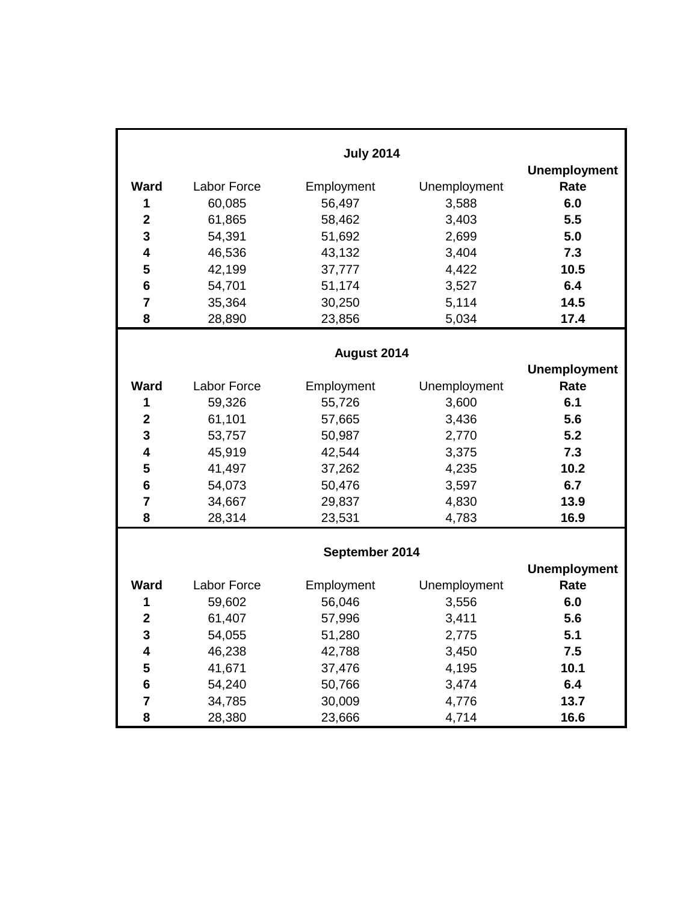**July 2014**

| **Ward** | Labor Force | Employment | Unemployment | **Unemployment Rate** |
|---|---|---|---|---|
| **1** | 60,085 | 56,497 | 3,588 | **6.0** |
| **2** | 61,865 | 58,462 | 3,403 | **5.5** |
| **3** | 54,391 | 51,692 | 2,699 | **5.0** |
| **4** | 46,536 | 43,132 | 3,404 | **7.3** |
| **5** | 42,199 | 37,777 | 4,422 | **10.5** |
| **6** | 54,701 | 51,174 | 3,527 | **6.4** |
| **7** | 35,364 | 30,250 | 5,114 | **14.5** |
| **8** | 28,890 | 23,856 | 5,034 | **17.4** |

**August 2014**

| **Ward** | Labor Force | Employment | Unemployment | **Unemployment Rate** |
|---|---|---|---|---|
| **1** | 59,326 | 55,726 | 3,600 | **6.1** |
| **2** | 61,101 | 57,665 | 3,436 | **5.6** |
| **3** | 53,757 | 50,987 | 2,770 | **5.2** |
| **4** | 45,919 | 42,544 | 3,375 | **7.3** |
| **5** | 41,497 | 37,262 | 4,235 | **10.2** |
| **6** | 54,073 | 50,476 | 3,597 | **6.7** |
| **7** | 34,667 | 29,837 | 4,830 | **13.9** |
| **8** | 28,314 | 23,531 | 4,783 | **16.9** |

**September 2014**

| **Ward** | Labor Force | Employment | Unemployment | **Unemployment Rate** |
|---|---|---|---|---|
| **1** | 59,602 | 56,046 | 3,556 | **6.0** |
| **2** | 61,407 | 57,996 | 3,411 | **5.6** |
| **3** | 54,055 | 51,280 | 2,775 | **5.1** |
| **4** | 46,238 | 42,788 | 3,450 | **7.5** |
| **5** | 41,671 | 37,476 | 4,195 | **10.1** |
| **6** | 54,240 | 50,766 | 3,474 | **6.4** |
| **7** | 34,785 | 30,009 | 4,776 | **13.7** |
| **8** | 28,380 | 23,666 | 4,714 | **16.6** |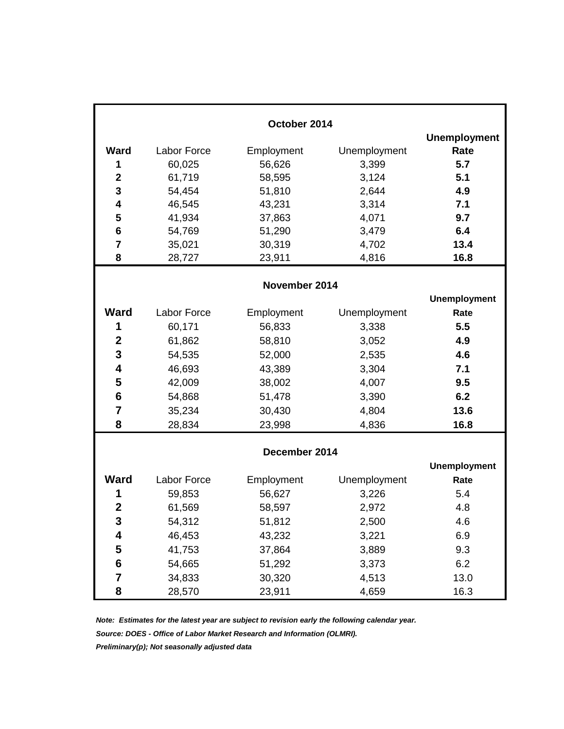| October 2014 | | | | |
| --- | --- | --- | --- | --- |
| **Ward** | Labor Force | Employment | Unemployment | **Unemployment Rate** |
| **1** | 60,025 | 56,626 | 3,399 | **5.7** |
| **2** | 61,719 | 58,595 | 3,124 | **5.1** |
| **3** | 54,454 | 51,810 | 2,644 | **4.9** |
| **4** | 46,545 | 43,231 | 3,314 | **7.1** |
| **5** | 41,934 | 37,863 | 4,071 | **9.7** |
| **6** | 54,769 | 51,290 | 3,479 | **6.4** |
| **7** | 35,021 | 30,319 | 4,702 | **13.4** |
| **8** | 28,727 | 23,911 | 4,816 | **16.8** |

| November 2014 | | | | |
| --- | --- | --- | --- | --- |
| **Ward** | Labor Force | Employment | Unemployment | **Unemployment Rate** |
| **1** | 60,171 | 56,833 | 3,338 | **5.5** |
| **2** | 61,862 | 58,810 | 3,052 | **4.9** |
| **3** | 54,535 | 52,000 | 2,535 | **4.6** |
| **4** | 46,693 | 43,389 | 3,304 | **7.1** |
| **5** | 42,009 | 38,002 | 4,007 | **9.5** |
| **6** | 54,868 | 51,478 | 3,390 | **6.2** |
| **7** | 35,234 | 30,430 | 4,804 | **13.6** |
| **8** | 28,834 | 23,998 | 4,836 | **16.8** |

| December 2014 | | | | |
| --- | --- | --- | --- | --- |
| **Ward** | Labor Force | Employment | Unemployment | **Unemployment Rate** |
| **1** | 59,853 | 56,627 | 3,226 | 5.4 |
| **2** | 61,569 | 58,597 | 2,972 | 4.8 |
| **3** | 54,312 | 51,812 | 2,500 | 4.6 |
| **4** | 46,453 | 43,232 | 3,221 | 6.9 |
| **5** | 41,753 | 37,864 | 3,889 | 9.3 |
| **6** | 54,665 | 51,292 | 3,373 | 6.2 |
| **7** | 34,833 | 30,320 | 4,513 | 13.0 |
| **8** | 28,570 | 23,911 | 4,659 | 16.3 |

***Note: Estimates for the latest year are subject to revision early the following calendar year.***

***Source: DOES - Office of Labor Market Research and Information (OLMRI).***

***Preliminary(p); Not seasonally adjusted data***